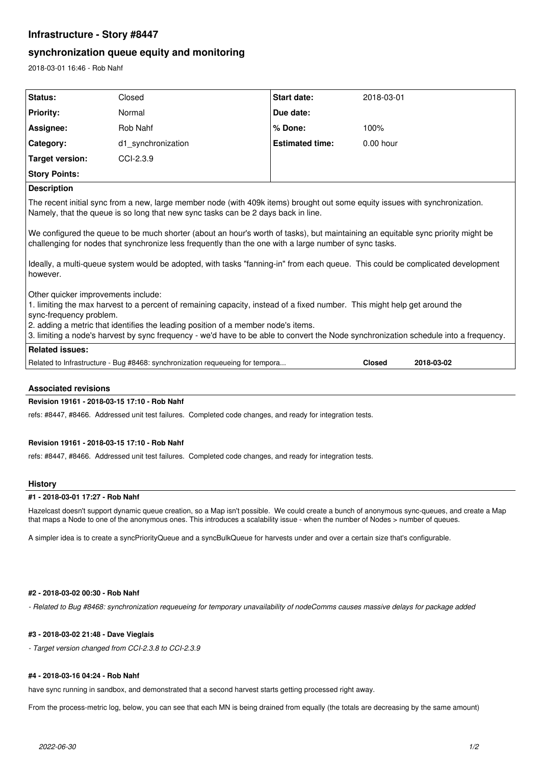# Infrastructure - Story #8447

## synchronization queue equity and monitoring

2018-03-01 16:46 - Rob Nahf

| | | | |
|---|---|---|---|
| **Status:** | Closed | **Start date:** | 2018-03-01 |
| **Priority:** | Normal | **Due date:** | |
| **Assignee:** | Rob Nahf | **% Done:** | 100% |
| **Category:** | d1_synchronization | **Estimated time:** | 0.00 hour |
| **Target version:** | CCI-2.3.9 | | |
| **Story Points:** | | | |

**Description**

The recent initial sync from a new, large member node (with 409k items) brought out some equity issues with synchronization. Namely, that the queue is so long that new sync tasks can be 2 days back in line.

We configured the queue to be much shorter (about an hour's worth of tasks), but maintaining an equitable sync priority might be challenging for nodes that synchronize less frequently than the one with a large number of sync tasks.

Ideally, a multi-queue system would be adopted, with tasks "fanning-in" from each queue. This could be complicated development however.

Other quicker improvements include:
1. limiting the max harvest to a percent of remaining capacity, instead of a fixed number. This might help get around the sync-frequency problem.
2. adding a metric that identifies the leading position of a member node's items.
3. limiting a node's harvest by sync frequency - we'd have to be able to convert the Node synchronization schedule into a frequency.

**Related issues:**

| | | |
|---|---|---|
| Related to Infrastructure - Bug #8468: synchronization requeueing for tempora... | **Closed** | **2018-03-02** |

### Associated revisions

**Revision 19161 - 2018-03-15 17:10 - Rob Nahf**

refs: #8447, #8466. Addressed unit test failures. Completed code changes, and ready for integration tests.

**Revision 19161 - 2018-03-15 17:10 - Rob Nahf**

refs: #8447, #8466. Addressed unit test failures. Completed code changes, and ready for integration tests.

### History

**#1 - 2018-03-01 17:27 - Rob Nahf**

Hazelcast doesn't support dynamic queue creation, so a Map isn't possible. We could create a bunch of anonymous sync-queues, and create a Map that maps a Node to one of the anonymous ones. This introduces a scalability issue - when the number of Nodes > number of queues.

A simpler idea is to create a syncPriorityQueue and a syncBulkQueue for harvests under and over a certain size that's configurable.

**#2 - 2018-03-02 00:30 - Rob Nahf**

*- Related to Bug #8468: synchronization requeueing for temporary unavailability of nodeComms causes massive delays for package added*

**#3 - 2018-03-02 21:48 - Dave Vieglais**

*- Target version changed from CCI-2.3.8 to CCI-2.3.9*

**#4 - 2018-03-16 04:24 - Rob Nahf**

have sync running in sandbox, and demonstrated that a second harvest starts getting processed right away.

From the process-metric log, below, you can see that each MN is being drained from equally (the totals are decreasing by the same amount)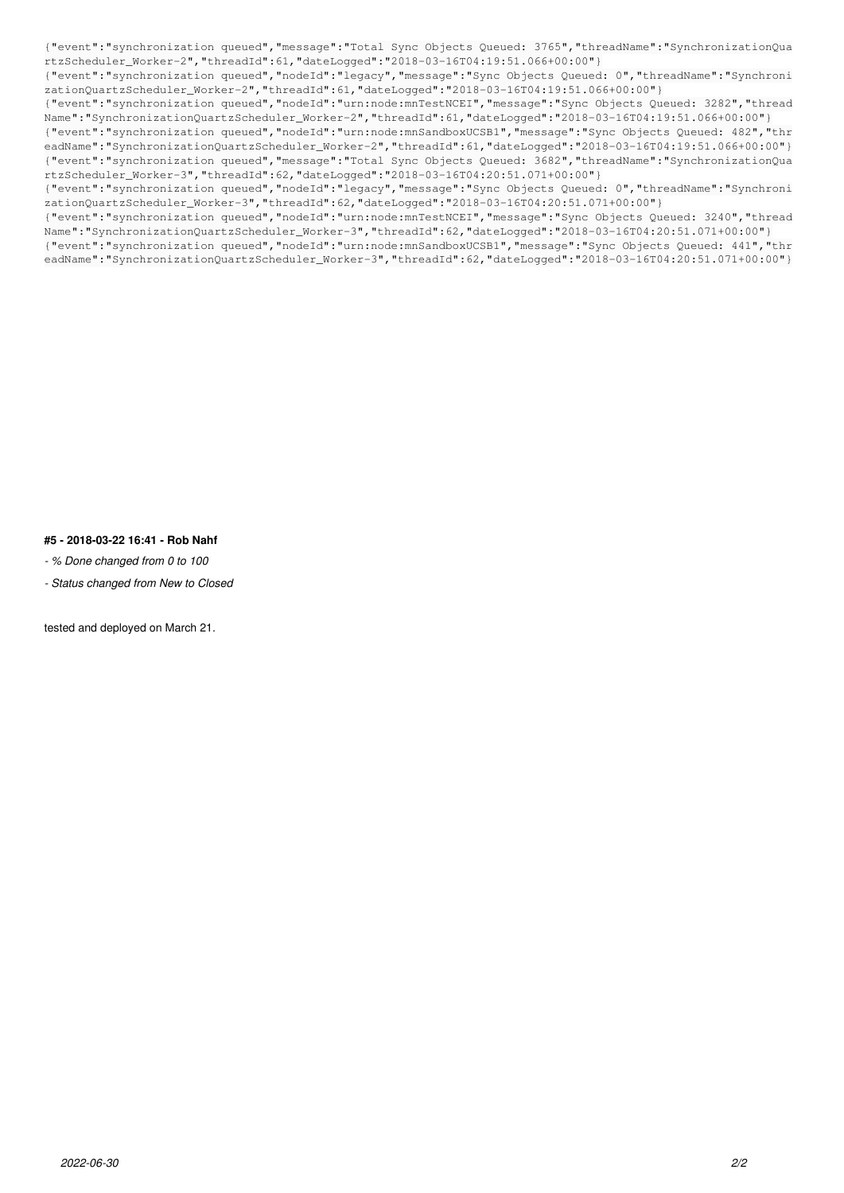```
{"event":"synchronization queued","message":"Total Sync Objects Queued: 3765","threadName":"SynchronizationQuartzScheduler_Worker-2","threadId":61,"dateLogged":"2018-03-16T04:19:51.066+00:00"}
{"event":"synchronization queued","nodeId":"legacy","message":"Sync Objects Queued: 0","threadName":"SynchronizationQuartzScheduler_Worker-2","threadId":61,"dateLogged":"2018-03-16T04:19:51.066+00:00"}
{"event":"synchronization queued","nodeId":"urn:node:mnTestNCEI","message":"Sync Objects Queued: 3282","threadName":"SynchronizationQuartzScheduler_Worker-2","threadId":61,"dateLogged":"2018-03-16T04:19:51.066+00:00"}
{"event":"synchronization queued","nodeId":"urn:node:mnSandboxUCSB1","message":"Sync Objects Queued: 482","threadName":"SynchronizationQuartzScheduler_Worker-2","threadId":61,"dateLogged":"2018-03-16T04:19:51.066+00:00"}
{"event":"synchronization queued","message":"Total Sync Objects Queued: 3682","threadName":"SynchronizationQuartzScheduler_Worker-3","threadId":62,"dateLogged":"2018-03-16T04:20:51.071+00:00"}
{"event":"synchronization queued","nodeId":"legacy","message":"Sync Objects Queued: 0","threadName":"SynchronizationQuartzScheduler_Worker-3","threadId":62,"dateLogged":"2018-03-16T04:20:51.071+00:00"}
{"event":"synchronization queued","nodeId":"urn:node:mnTestNCEI","message":"Sync Objects Queued: 3240","threadName":"SynchronizationQuartzScheduler_Worker-3","threadId":62,"dateLogged":"2018-03-16T04:20:51.071+00:00"}
{"event":"synchronization queued","nodeId":"urn:node:mnSandboxUCSB1","message":"Sync Objects Queued: 441","threadName":"SynchronizationQuartzScheduler_Worker-3","threadId":62,"dateLogged":"2018-03-16T04:20:51.071+00:00"}
```

#### #5 - 2018-03-22 16:41 - Rob Nahf

- *% Done changed from 0 to 100*
- *Status changed from New to Closed*

tested and deployed on March 21.